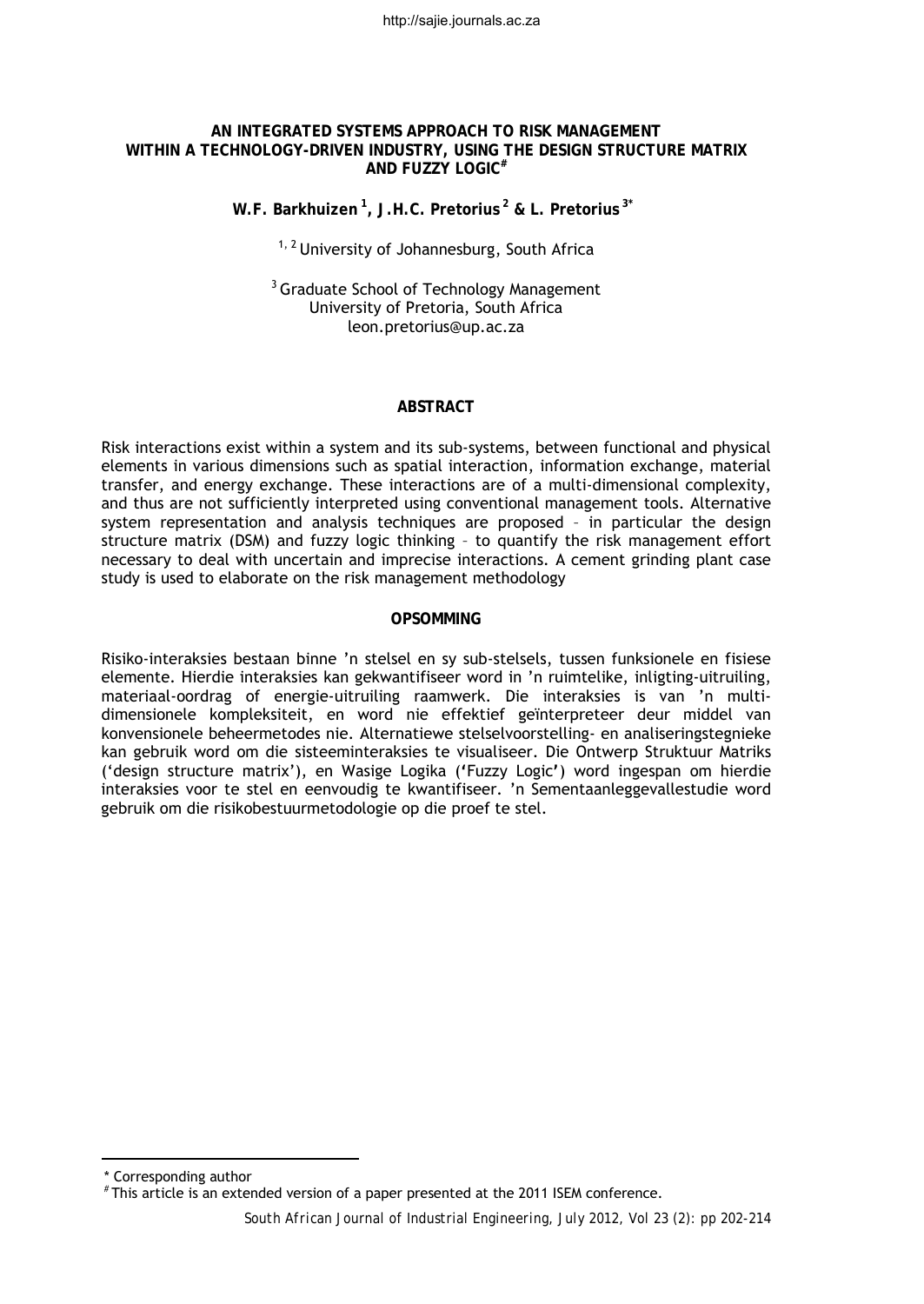# AN INTEGRATED SYSTEMS APPROACH TO RISK MANAGEMENT WITHIN A TECHNOLOGY-DRIVEN INDUSTRY, USING THE DESIGN STRUCTURE MATRIX AND FUZZY LOGIC[#]

**W.F. Barkhuizen[1], J.H.C. Pretorius[2] & L. Pretorius[3]***

[1, 2] University of Johannesburg, South Africa

[3] Graduate School of Technology Management
University of Pretoria, South Africa
leon.pretorius@up.ac.za

## ABSTRACT

Risk interactions exist within a system and its sub-systems, between functional and physical elements in various dimensions such as spatial interaction, information exchange, material transfer, and energy exchange. These interactions are of a multi-dimensional complexity, and thus are not sufficiently interpreted using conventional management tools. Alternative system representation and analysis techniques are proposed – in particular the design structure matrix (DSM) and fuzzy logic thinking – to quantify the risk management effort necessary to deal with uncertain and imprecise interactions. A cement grinding plant case study is used to elaborate on the risk management methodology

## OPSOMMING

Risiko-interaksies bestaan binne 'n stelsel en sy sub-stelsels, tussen funksionele en fisiese elemente. Hierdie interaksies kan gekwantifiseer word in 'n ruimtelike, inligting-uitruiling, materiaal-oordrag of energie-uitruiling raamwerk. Die interaksies is van 'n multi-dimensionele kompleksiteit, en word nie effektief geïnterpreteer deur middel van konvensionele beheermetodes nie. Alternatiewe stelselvoorstelling- en analiseringstegnieke kan gebruik word om die sisteeminteraksies te visualiseer. Die Ontwerp Struktuur Matriks ('design structure matrix'), en Wasige Logika ('Fuzzy Logic') word ingespan om hierdie interaksies voor te stel en eenvoudig te kwantifiseer. 'n Sementaanleggevallestudie word gebruik om die risikobestuurmetodologie op die proef te stel.

---

* Corresponding author

[#] This article is an extended version of a paper presented at the 2011 ISEM conference.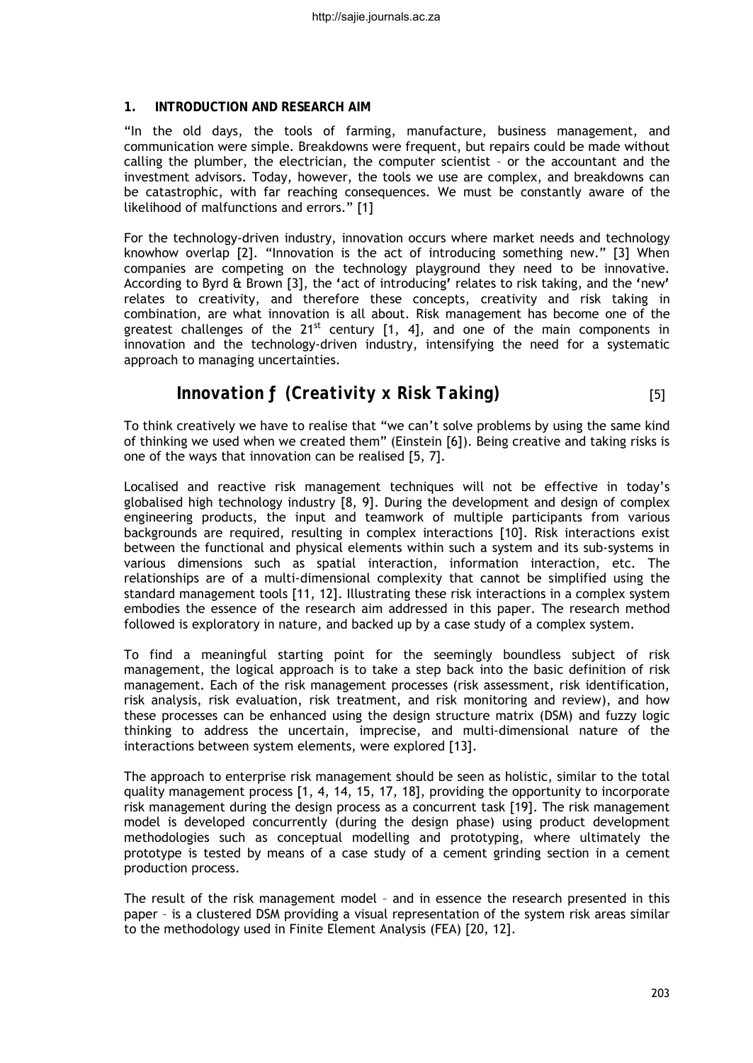## 1. INTRODUCTION AND RESEARCH AIM

"In the old days, the tools of farming, manufacture, business management, and communication were simple. Breakdowns were frequent, but repairs could be made without calling the plumber, the electrician, the computer scientist – or the accountant and the investment advisors. Today, however, the tools we use are complex, and breakdowns can be catastrophic, with far reaching consequences. We must be constantly aware of the likelihood of malfunctions and errors." [1]

For the technology-driven industry, innovation occurs where market needs and technology knowhow overlap [2]. "Innovation is the act of introducing something new." [3] When companies are competing on the technology playground they need to be innovative. According to Byrd & Brown [3], the 'act of introducing' relates to risk taking, and the 'new' relates to creativity, and therefore these concepts, creativity and risk taking in combination, are what innovation is all about. Risk management has become one of the greatest challenges of the 21st century [1, 4], and one of the main components in innovation and the technology-driven industry, intensifying the need for a systematic approach to managing uncertainties.

$$\textit{Innovation} \; f \; (\textit{Creativity} \times \textit{Risk Taking}) \qquad [5]$$

To think creatively we have to realise that "we can't solve problems by using the same kind of thinking we used when we created them" (Einstein [6]). Being creative and taking risks is one of the ways that innovation can be realised [5, 7].

Localised and reactive risk management techniques will not be effective in today's globalised high technology industry [8, 9]. During the development and design of complex engineering products, the input and teamwork of multiple participants from various backgrounds are required, resulting in complex interactions [10]. Risk interactions exist between the functional and physical elements within such a system and its sub-systems in various dimensions such as spatial interaction, information interaction, etc. The relationships are of a multi-dimensional complexity that cannot be simplified using the standard management tools [11, 12]. Illustrating these risk interactions in a complex system embodies the essence of the research aim addressed in this paper. The research method followed is exploratory in nature, and backed up by a case study of a complex system.

To find a meaningful starting point for the seemingly boundless subject of risk management, the logical approach is to take a step back into the basic definition of risk management. Each of the risk management processes (risk assessment, risk identification, risk analysis, risk evaluation, risk treatment, and risk monitoring and review), and how these processes can be enhanced using the design structure matrix (DSM) and fuzzy logic thinking to address the uncertain, imprecise, and multi-dimensional nature of the interactions between system elements, were explored [13].

The approach to enterprise risk management should be seen as holistic, similar to the total quality management process [1, 4, 14, 15, 17, 18], providing the opportunity to incorporate risk management during the design process as a concurrent task [19]. The risk management model is developed concurrently (during the design phase) using product development methodologies such as conceptual modelling and prototyping, where ultimately the prototype is tested by means of a case study of a cement grinding section in a cement production process.

The result of the risk management model – and in essence the research presented in this paper – is a clustered DSM providing a visual representation of the system risk areas similar to the methodology used in Finite Element Analysis (FEA) [20, 12].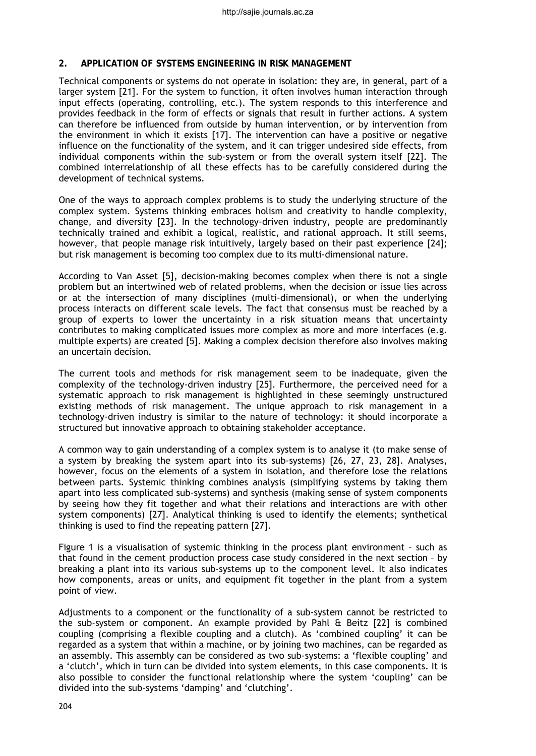## 2. APPLICATION OF SYSTEMS ENGINEERING IN RISK MANAGEMENT

Technical components or systems do not operate in isolation: they are, in general, part of a larger system [21]. For the system to function, it often involves human interaction through input effects (operating, controlling, etc.). The system responds to this interference and provides feedback in the form of effects or signals that result in further actions. A system can therefore be influenced from outside by human intervention, or by intervention from the environment in which it exists [17]. The intervention can have a positive or negative influence on the functionality of the system, and it can trigger undesired side effects, from individual components within the sub-system or from the overall system itself [22]. The combined interrelationship of all these effects has to be carefully considered during the development of technical systems.

One of the ways to approach complex problems is to study the underlying structure of the complex system. Systems thinking embraces holism and creativity to handle complexity, change, and diversity [23]. In the technology-driven industry, people are predominantly technically trained and exhibit a logical, realistic, and rational approach. It still seems, however, that people manage risk intuitively, largely based on their past experience [24]; but risk management is becoming too complex due to its multi-dimensional nature.

According to Van Asset [5], decision-making becomes complex when there is not a single problem but an intertwined web of related problems, when the decision or issue lies across or at the intersection of many disciplines (multi-dimensional), or when the underlying process interacts on different scale levels. The fact that consensus must be reached by a group of experts to lower the uncertainty in a risk situation means that uncertainty contributes to making complicated issues more complex as more and more interfaces (e.g. multiple experts) are created [5]. Making a complex decision therefore also involves making an uncertain decision.

The current tools and methods for risk management seem to be inadequate, given the complexity of the technology-driven industry [25]. Furthermore, the perceived need for a systematic approach to risk management is highlighted in these seemingly unstructured existing methods of risk management. The unique approach to risk management in a technology-driven industry is similar to the nature of technology: it should incorporate a structured but innovative approach to obtaining stakeholder acceptance.

A common way to gain understanding of a complex system is to analyse it (to make sense of a system by breaking the system apart into its sub-systems) [26, 27, 23, 28]. Analyses, however, focus on the elements of a system in isolation, and therefore lose the relations between parts. Systemic thinking combines analysis (simplifying systems by taking them apart into less complicated sub-systems) and synthesis (making sense of system components by seeing how they fit together and what their relations and interactions are with other system components) [27]. Analytical thinking is used to identify the elements; synthetical thinking is used to find the repeating pattern [27].

Figure 1 is a visualisation of systemic thinking in the process plant environment – such as that found in the cement production process case study considered in the next section – by breaking a plant into its various sub-systems up to the component level. It also indicates how components, areas or units, and equipment fit together in the plant from a system point of view.

Adjustments to a component or the functionality of a sub-system cannot be restricted to the sub-system or component. An example provided by Pahl & Beitz [22] is combined coupling (comprising a flexible coupling and a clutch). As 'combined coupling' it can be regarded as a system that within a machine, or by joining two machines, can be regarded as an assembly. This assembly can be considered as two sub-systems: a 'flexible coupling' and a 'clutch', which in turn can be divided into system elements, in this case components. It is also possible to consider the functional relationship where the system 'coupling' can be divided into the sub-systems 'damping' and 'clutching'.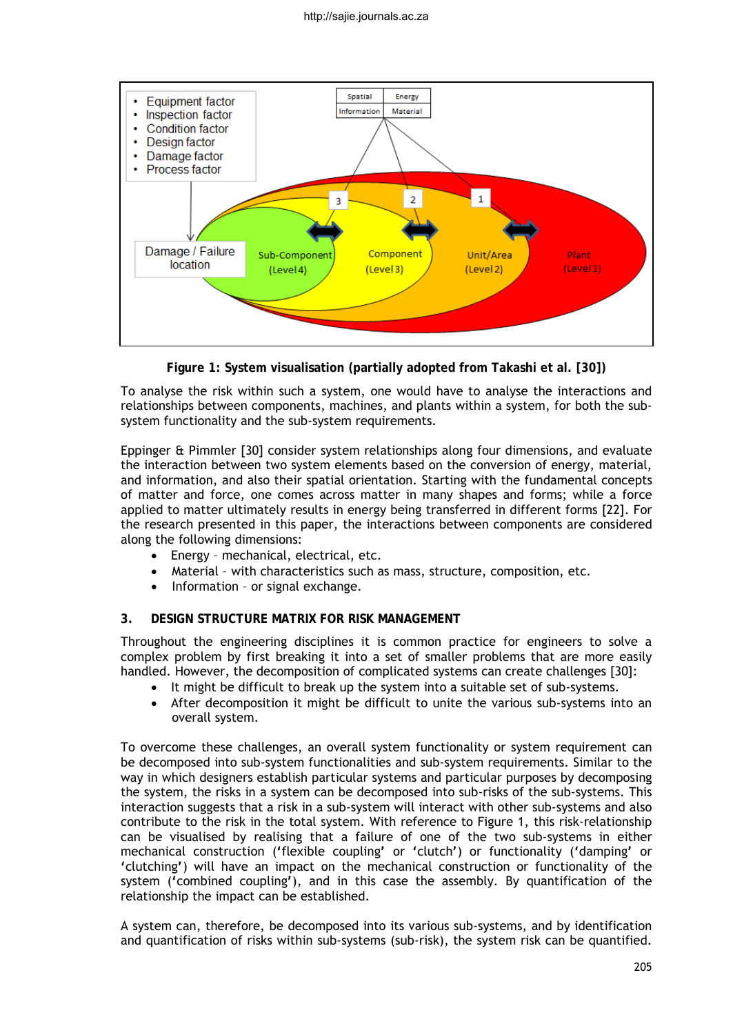**Figure 1: System visualisation (partially adopted from Takashi et al. [30])**

To analyse the risk within such a system, one would have to analyse the interactions and relationships between components, machines, and plants within a system, for both the sub-system functionality and the sub-system requirements.

Eppinger & Pimmler [30] consider system relationships along four dimensions, and evaluate the interaction between two system elements based on the conversion of energy, material, and information, and also their spatial orientation. Starting with the fundamental concepts of matter and force, one comes across matter in many shapes and forms; while a force applied to matter ultimately results in energy being transferred in different forms [22]. For the research presented in this paper, the interactions between components are considered along the following dimensions:

- Energy – mechanical, electrical, etc.
- Material – with characteristics such as mass, structure, composition, etc.
- Information – or signal exchange.

## 3. DESIGN STRUCTURE MATRIX FOR RISK MANAGEMENT

Throughout the engineering disciplines it is common practice for engineers to solve a complex problem by first breaking it into a set of smaller problems that are more easily handled. However, the decomposition of complicated systems can create challenges [30]:

- It might be difficult to break up the system into a suitable set of sub-systems.
- After decomposition it might be difficult to unite the various sub-systems into an overall system.

To overcome these challenges, an overall system functionality or system requirement can be decomposed into sub-system functionalities and sub-system requirements. Similar to the way in which designers establish particular systems and particular purposes by decomposing the system, the risks in a system can be decomposed into sub-risks of the sub-systems. This interaction suggests that a risk in a sub-system will interact with other sub-systems and also contribute to the risk in the total system. With reference to Figure 1, this risk-relationship can be visualised by realising that a failure of one of the two sub-systems in either mechanical construction ('flexible coupling' or 'clutch') or functionality ('damping' or 'clutching') will have an impact on the mechanical construction or functionality of the system ('combined coupling'), and in this case the assembly. By quantification of the relationship the impact can be established.

A system can, therefore, be decomposed into its various sub-systems, and by identification and quantification of risks within sub-systems (sub-risk), the system risk can be quantified.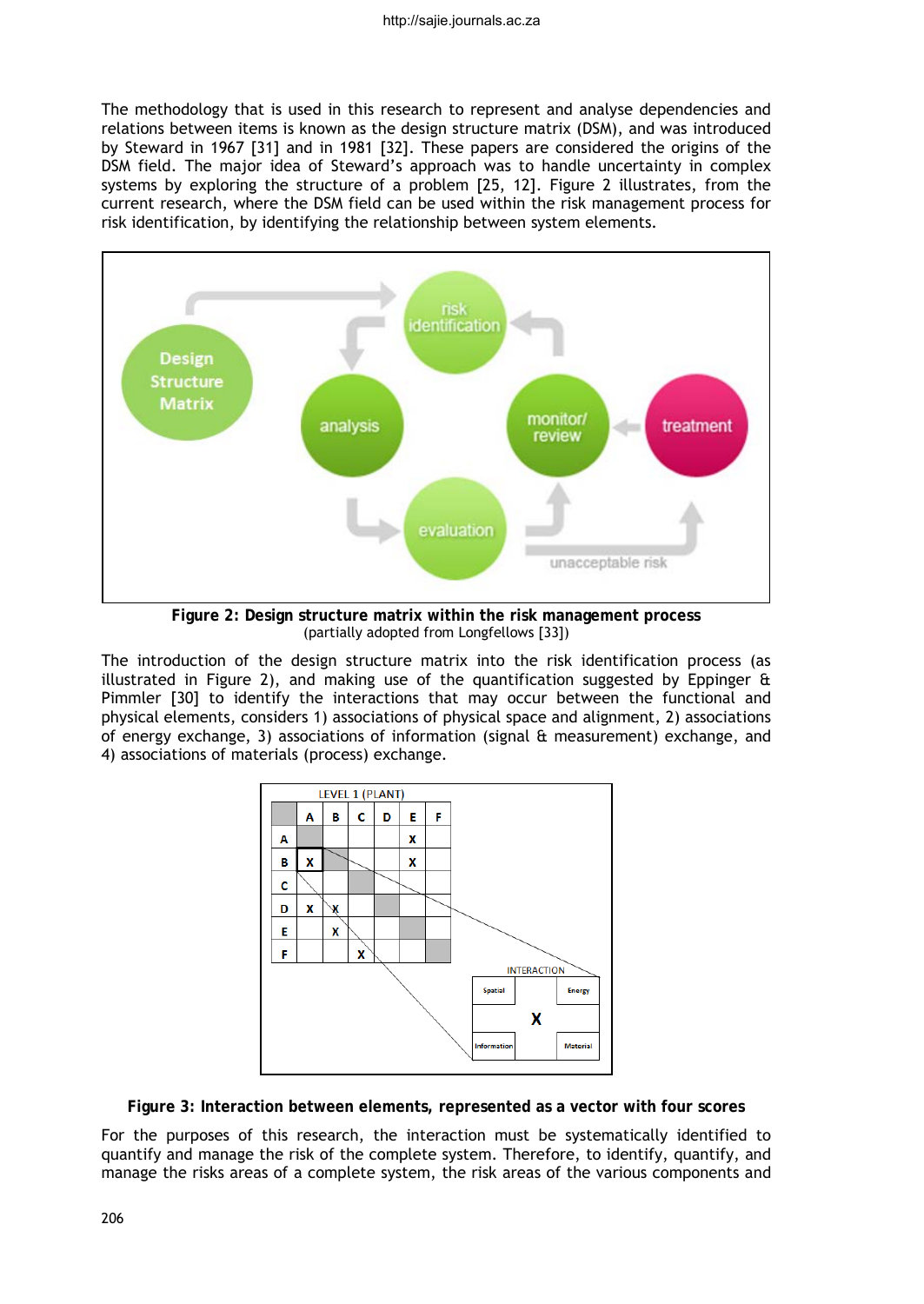The methodology that is used in this research to represent and analyse dependencies and relations between items is known as the design structure matrix (DSM), and was introduced by Steward in 1967 [31] and in 1981 [32]. These papers are considered the origins of the DSM field. The major idea of Steward's approach was to handle uncertainty in complex systems by exploring the structure of a problem [25, 12]. Figure 2 illustrates, from the current research, where the DSM field can be used within the risk management process for risk identification, by identifying the relationship between system elements.

**Figure 2: Design structure matrix within the risk management process**
(partially adopted from Longfellows [33])

The introduction of the design structure matrix into the risk identification process (as illustrated in Figure 2), and making use of the quantification suggested by Eppinger & Pimmler [30] to identify the interactions that may occur between the functional and physical elements, considers 1) associations of physical space and alignment, 2) associations of energy exchange, 3) associations of information (signal & measurement) exchange, and 4) associations of materials (process) exchange.

**Figure 3: Interaction between elements, represented as a vector with four scores**

For the purposes of this research, the interaction must be systematically identified to quantify and manage the risk of the complete system. Therefore, to identify, quantify, and manage the risks areas of a complete system, the risk areas of the various components and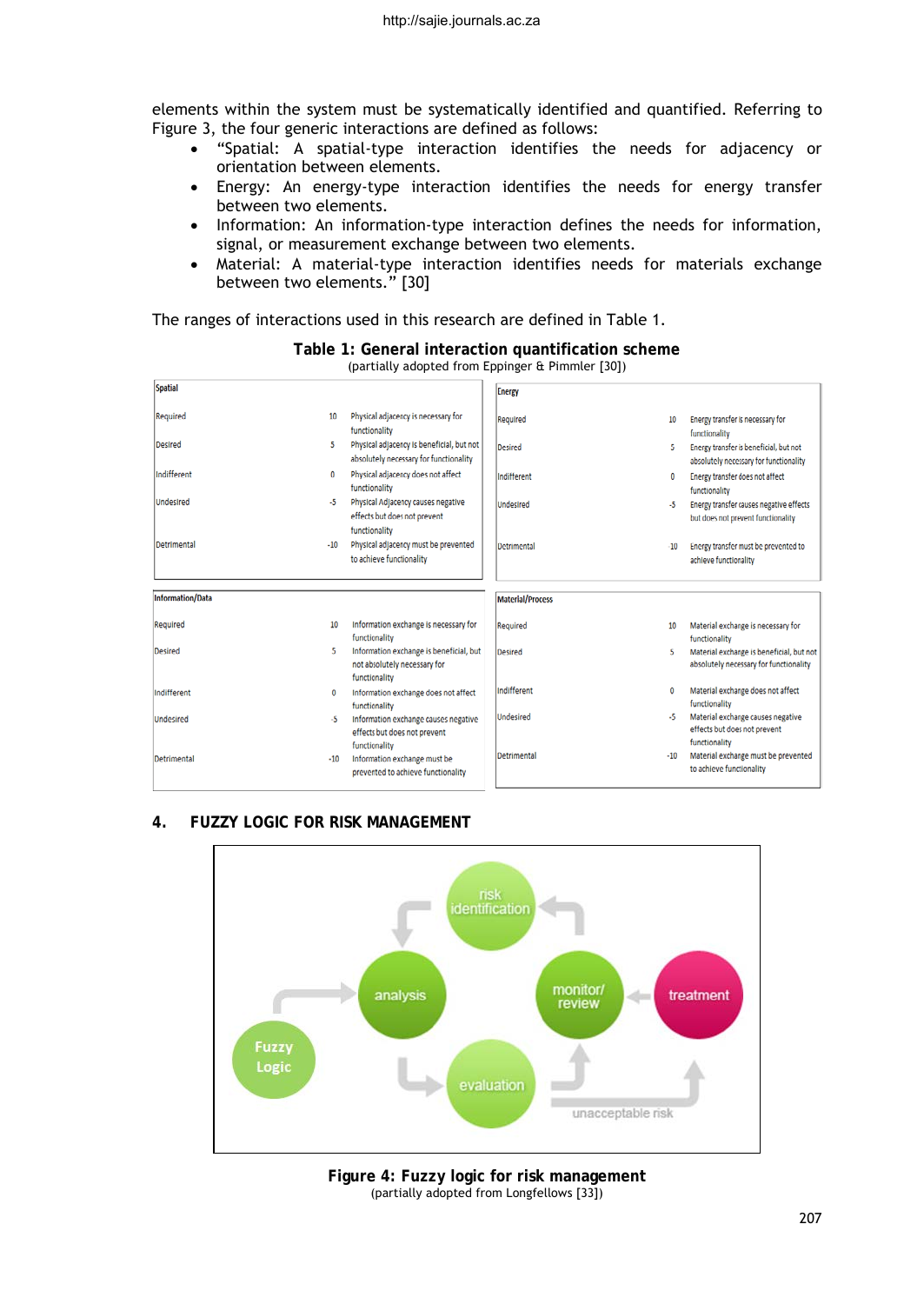elements within the system must be systematically identified and quantified. Referring to Figure 3, the four generic interactions are defined as follows:

- "Spatial: A spatial-type interaction identifies the needs for adjacency or orientation between elements.
- Energy: An energy-type interaction identifies the needs for energy transfer between two elements.
- Information: An information-type interaction defines the needs for information, signal, or measurement exchange between two elements.
- Material: A material-type interaction identifies needs for materials exchange between two elements." [30]

The ranges of interactions used in this research are defined in Table 1.

**Table 1: General interaction quantification scheme**
(partially adopted from Eppinger & Pimmler [30])

| Spatial | | |
|---|---|---|
| Required | 10 | Physical adjacency is necessary for functionality |
| Desired | 5 | Physical adjacency is beneficial, but not absolutely necessary for functionality |
| Indifferent | 0 | Physical adjacency does not affect functionality |
| Undesired | -5 | Physical Adjacency causes negative effects but does not prevent functionality |
| Detrimental | -10 | Physical adjacency must be prevented to achieve functionality |

| Energy | | |
|---|---|---|
| Required | 10 | Energy transfer is necessary for functionality |
| Desired | 5 | Energy transfer is beneficial, but not absolutely necessary for functionality |
| Indifferent | 0 | Energy transfer does not affect functionality |
| Undesired | -5 | Energy transfer causes negative effects but does not prevent functionality |
| Detrimental | -10 | Energy transfer must be prevented to achieve functionality |

| Information/Data | | |
|---|---|---|
| Required | 10 | Information exchange is necessary for functionality |
| Desired | 5 | Information exchange is beneficial, but not absolutely necessary for functionality |
| Indifferent | 0 | Information exchange does not affect functionality |
| Undesired | -5 | Information exchange causes negative effects but does not prevent functionality |
| Detrimental | -10 | Information exchange must be prevented to achieve functionality |

| Material/Process | | |
|---|---|---|
| Required | 10 | Material exchange is necessary for functionality |
| Desired | 5 | Material exchange is beneficial, but not absolutely necessary for functionality |
| Indifferent | 0 | Material exchange does not affect functionality |
| Undesired | -5 | Material exchange causes negative effects but does not prevent functionality |
| Detrimental | -10 | Material exchange must be prevented to achieve functionality |

## 4. FUZZY LOGIC FOR RISK MANAGEMENT

**Figure 4: Fuzzy logic for risk management**
(partially adopted from Longfellows [33])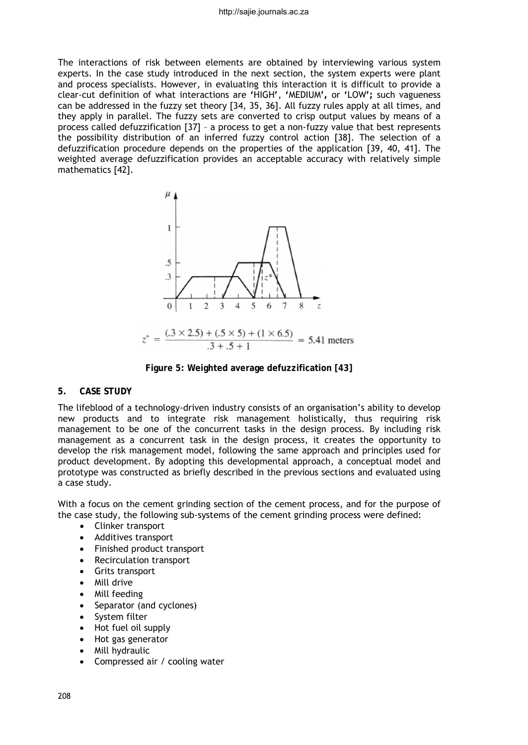The interactions of risk between elements are obtained by interviewing various system experts. In the case study introduced in the next section, the system experts were plant and process specialists. However, in evaluating this interaction it is difficult to provide a clear-cut definition of what interactions are 'HIGH', 'MEDIUM', or 'LOW'; such vagueness can be addressed in the fuzzy set theory [34, 35, 36]. All fuzzy rules apply at all times, and they apply in parallel. The fuzzy sets are converted to crisp output values by means of a process called defuzzification [37] – a process to get a non-fuzzy value that best represents the possibility distribution of an inferred fuzzy control action [38]. The selection of a defuzzification procedure depends on the properties of the application [39, 40, 41]. The weighted average defuzzification provides an acceptable accuracy with relatively simple mathematics [42].

$$z^* = \frac{(.3 \times 2.5) + (.5 \times 5) + (1 \times 6.5)}{.3 + .5 + 1} = 5.41 \text{ meters}$$

**Figure 5: Weighted average defuzzification [43]**

## 5. CASE STUDY

The lifeblood of a technology-driven industry consists of an organisation's ability to develop new products and to integrate risk management holistically, thus requiring risk management to be one of the concurrent tasks in the design process. By including risk management as a concurrent task in the design process, it creates the opportunity to develop the risk management model, following the same approach and principles used for product development. By adopting this developmental approach, a conceptual model and prototype was constructed as briefly described in the previous sections and evaluated using a case study.

With a focus on the cement grinding section of the cement process, and for the purpose of the case study, the following sub-systems of the cement grinding process were defined:

- Clinker transport
- Additives transport
- Finished product transport
- Recirculation transport
- Grits transport
- Mill drive
- Mill feeding
- Separator (and cyclones)
- System filter
- Hot fuel oil supply
- Hot gas generator
- Mill hydraulic
- Compressed air / cooling water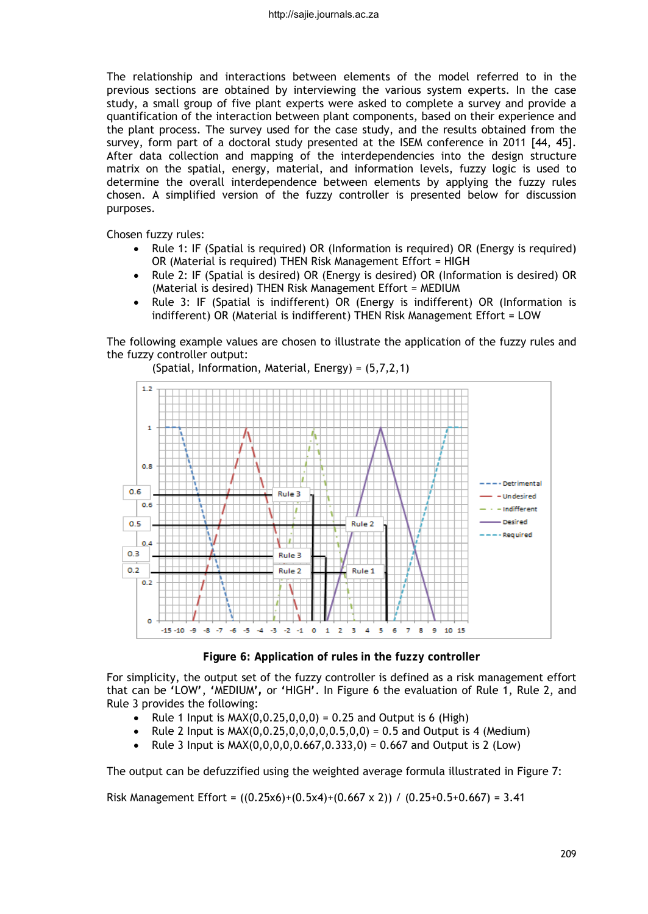The relationship and interactions between elements of the model referred to in the previous sections are obtained by interviewing the various system experts. In the case study, a small group of five plant experts were asked to complete a survey and provide a quantification of the interaction between plant components, based on their experience and the plant process. The survey used for the case study, and the results obtained from the survey, form part of a doctoral study presented at the ISEM conference in 2011 [44, 45]. After data collection and mapping of the interdependencies into the design structure matrix on the spatial, energy, material, and information levels, fuzzy logic is used to determine the overall interdependence between elements by applying the fuzzy rules chosen. A simplified version of the fuzzy controller is presented below for discussion purposes.

Chosen fuzzy rules:

- Rule 1: IF (Spatial is required) OR (Information is required) OR (Energy is required) OR (Material is required) THEN Risk Management Effort = HIGH
- Rule 2: IF (Spatial is desired) OR (Energy is desired) OR (Information is desired) OR (Material is desired) THEN Risk Management Effort = MEDIUM
- Rule 3: IF (Spatial is indifferent) OR (Energy is indifferent) OR (Information is indifferent) OR (Material is indifferent) THEN Risk Management Effort = LOW

The following example values are chosen to illustrate the application of the fuzzy rules and the fuzzy controller output:

(Spatial, Information, Material, Energy) = (5,7,2,1)

**Figure 6: Application of rules in the fuzzy controller**

For simplicity, the output set of the fuzzy controller is defined as a risk management effort that can be 'LOW', 'MEDIUM', or 'HIGH'. In Figure 6 the evaluation of Rule 1, Rule 2, and Rule 3 provides the following:

- Rule 1 Input is MAX(0,0.25,0,0,0) = 0.25 and Output is 6 (High)
- Rule 2 Input is MAX(0,0.25,0,0,0,0,0.5,0,0) = 0.5 and Output is 4 (Medium)
- Rule 3 Input is MAX(0,0,0,0,0,0.667,0.333,0) = 0.667 and Output is 2 (Low)

The output can be defuzzified using the weighted average formula illustrated in Figure 7:

Risk Management Effort = ((0.25x6)+(0.5x4)+(0.667 x 2)) / (0.25+0.5+0.667) = 3.41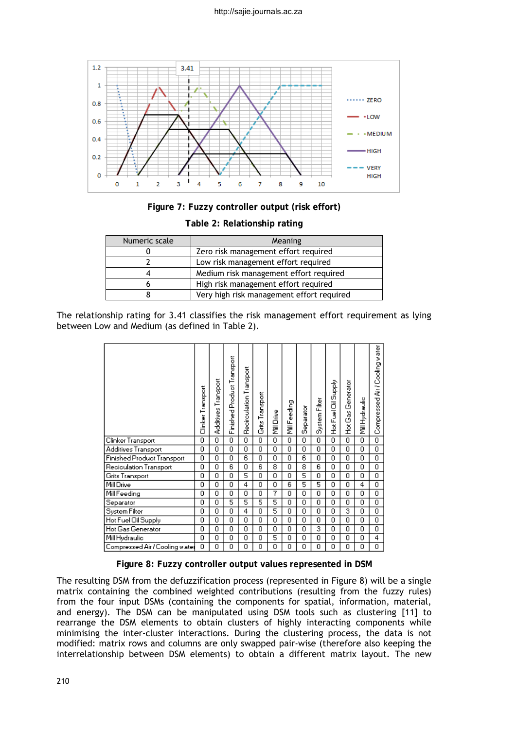**Figure 7: Fuzzy controller output (risk effort)**

**Table 2: Relationship rating**

| Numeric scale | Meaning |
|---|---|
| 0 | Zero risk management effort required |
| 2 | Low risk management effort required |
| 4 | Medium risk management effort required |
| 6 | High risk management effort required |
| 8 | Very high risk management effort required |

The relationship rating for 3.41 classifies the risk management effort requirement as lying between Low and Medium (as defined in Table 2).

| | Clinker Transport | Additives Transport | Finished Product Transport | Recirculation Transport | Grits Transport | Mill Drive | Mill Feeding | Separator | System Filter | Hot Fuel Oil Supply | Hot Gas Generator | Mill Hydraulic | Compressed Air / Cooling water |
|---|---|---|---|---|---|---|---|---|---|---|---|---|---|
| Clinker Transport | 0 | 0 | 0 | 0 | 0 | 0 | 0 | 0 | 0 | 0 | 0 | 0 | 0 |
| Additives Transport | 0 | 0 | 0 | 0 | 0 | 0 | 0 | 0 | 0 | 0 | 0 | 0 | 0 |
| Finished Product Transport | 0 | 0 | 0 | 6 | 0 | 0 | 0 | 6 | 0 | 0 | 0 | 0 | 0 |
| Reciculation Transport | 0 | 0 | 6 | 0 | 6 | 8 | 0 | 8 | 6 | 0 | 0 | 0 | 0 |
| Grits Transport | 0 | 0 | 0 | 5 | 0 | 0 | 0 | 5 | 0 | 0 | 0 | 0 | 0 |
| Mill Drive | 0 | 0 | 0 | 4 | 0 | 0 | 6 | 5 | 5 | 0 | 0 | 4 | 0 |
| Mill Feeding | 0 | 0 | 0 | 0 | 0 | 7 | 0 | 0 | 0 | 0 | 0 | 0 | 0 |
| Separator | 0 | 0 | 5 | 5 | 5 | 5 | 0 | 0 | 0 | 0 | 0 | 0 | 0 |
| System Filter | 0 | 0 | 0 | 4 | 0 | 5 | 0 | 0 | 0 | 0 | 3 | 0 | 0 |
| Hot Fuel Oil Supply | 0 | 0 | 0 | 0 | 0 | 0 | 0 | 0 | 0 | 0 | 0 | 0 | 0 |
| Hot Gas Generator | 0 | 0 | 0 | 0 | 0 | 0 | 0 | 0 | 3 | 0 | 0 | 0 | 0 |
| Mill Hydraulic | 0 | 0 | 0 | 0 | 0 | 5 | 0 | 0 | 0 | 0 | 0 | 0 | 4 |
| Compressed Air / Cooling water | 0 | 0 | 0 | 0 | 0 | 0 | 0 | 0 | 0 | 0 | 0 | 0 | 0 |

**Figure 8: Fuzzy controller output values represented in DSM**

The resulting DSM from the defuzzification process (represented in Figure 8) will be a single matrix containing the combined weighted contributions (resulting from the fuzzy rules) from the four input DSMs (containing the components for spatial, information, material, and energy). The DSM can be manipulated using DSM tools such as clustering [11] to rearrange the DSM elements to obtain clusters of highly interacting components while minimising the inter-cluster interactions. During the clustering process, the data is not modified: matrix rows and columns are only swapped pair-wise (therefore also keeping the interrelationship between DSM elements) to obtain a different matrix layout. The new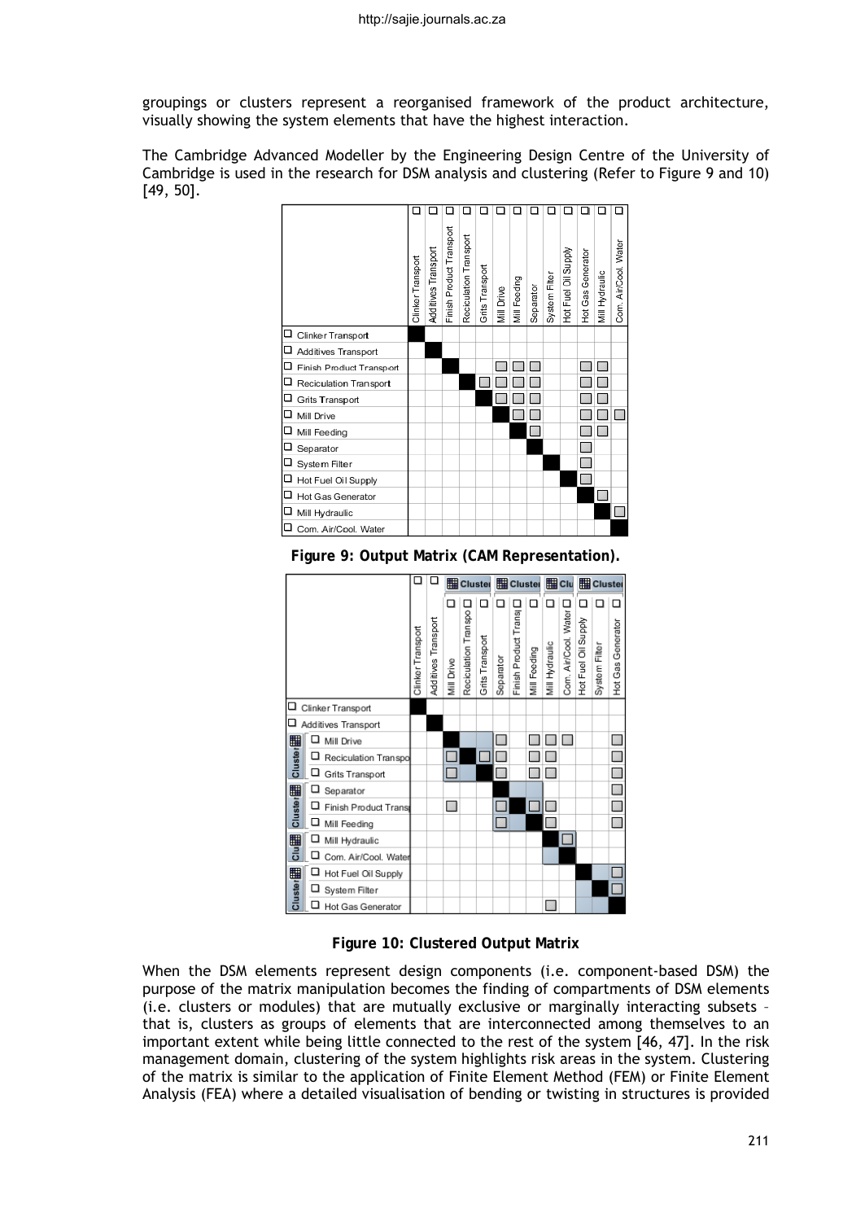groupings or clusters represent a reorganised framework of the product architecture, visually showing the system elements that have the highest interaction.

The Cambridge Advanced Modeller by the Engineering Design Centre of the University of Cambridge is used in the research for DSM analysis and clustering (Refer to Figure 9 and 10) [49, 50].

| | Clinker Transport | Additives Transport | Finish Product Transport | Reciculation Transport | Grits Transport | Mill Drive | Mill Feeding | Separator | System Filter | Hot Fuel Oil Supply | Hot Gas Generator | Mill Hydraulic | Com. Air/Cool. Water |
|---|---|---|---|---|---|---|---|---|---|---|---|---|---|
| Clinker Transport | ■ | | | | | | | | | | | | |
| Additives Transport | | ■ | | | | | | | | | | | |
| Finish Product Transport | | | ■ | | | □ | □ | □ | | | □ | □ | |
| Reciculation Transport | | | | ■ | □ | □ | □ | □ | | | □ | □ | |
| Grits Transport | | | | | ■ | □ | □ | □ | | | □ | □ | |
| Mill Drive | | | | | | ■ | □ | □ | | | □ | □ | □ |
| Mill Feeding | | | | | | | ■ | □ | | | □ | □ | |
| Separator | | | | | | | | ■ | | | □ | | |
| System Filter | | | | | | | | | ■ | | □ | | |
| Hot Fuel Oil Supply | | | | | | | | | | ■ | □ | | |
| Hot Gas Generator | | | | | | | | | | | ■ | □ | |
| Mill Hydraulic | | | | | | | | | | | | ■ | □ |
| Com. Air/Cool. Water | | | | | | | | | | | | | ■ |

**Figure 9: Output Matrix (CAM Representation).**

| | | Clinker Transport | Additives Transport | Mill Drive | Reciculation Transpo | Grits Transport | Separator | Finish Product Transp | Mill Feeding | Mill Hydraulic | Com. Air/Cool. Water | Hot Fuel Oil Supply | System Filter | Hot Gas Generator |
|---|---|---|---|---|---|---|---|---|---|---|---|---|---|---|
| | | | | Cluster | | | Cluster | | | Clu | | Cluster | | |
| | Clinker Transport | ■ | | | | | | | | | | | | |
| | Additives Transport | | ■ | | | | | | | | | | | |
| Cluster | Mill Drive | | | ■ | | | □ | | □ | □ | □ | | | □ |
| | Reciculation Transpo | | | □ | ■ | □ | □ | | □ | □ | | | | □ |
| | Grits Transport | | | □ | | ■ | □ | | □ | □ | | | | □ |
| Cluster | Separator | | | | | | ■ | | | | | | | □ |
| | Finish Product Transp | | | □ | | | □ | ■ | □ | □ | | | | □ |
| | Mill Feeding | | | | | | □ | | ■ | □ | | | | □ |
| Clu | Mill Hydraulic | | | | | | | | | ■ | □ | | | |
| | Com. Air/Cool. Water | | | | | | | | | | ■ | | | |
| Cluster | Hot Fuel Oil Supply | | | | | | | | | | | ■ | | □ |
| | System Filter | | | | | | | | | | | | ■ | □ |
| | Hot Gas Generator | | | | | | | | | □ | | | | ■ |

**Figure 10: Clustered Output Matrix**

When the DSM elements represent design components (i.e. component-based DSM) the purpose of the matrix manipulation becomes the finding of compartments of DSM elements (i.e. clusters or modules) that are mutually exclusive or marginally interacting subsets – that is, clusters as groups of elements that are interconnected among themselves to an important extent while being little connected to the rest of the system [46, 47]. In the risk management domain, clustering of the system highlights risk areas in the system. Clustering of the matrix is similar to the application of Finite Element Method (FEM) or Finite Element Analysis (FEA) where a detailed visualisation of bending or twisting in structures is provided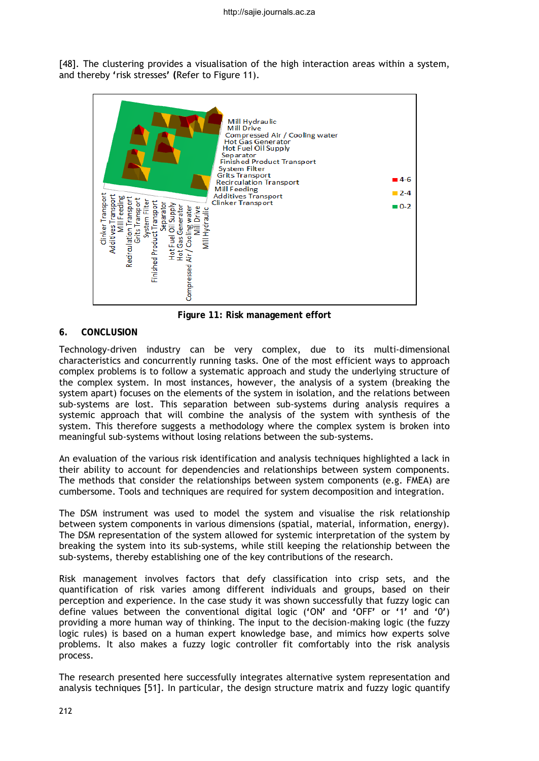[48]. The clustering provides a visualisation of the high interaction areas within a system, and thereby 'risk stresses' (Refer to Figure 11).

**Figure 11: Risk management effort**

## 6. CONCLUSION

Technology-driven industry can be very complex, due to its multi-dimensional characteristics and concurrently running tasks. One of the most efficient ways to approach complex problems is to follow a systematic approach and study the underlying structure of the complex system. In most instances, however, the analysis of a system (breaking the system apart) focuses on the elements of the system in isolation, and the relations between sub-systems are lost. This separation between sub-systems during analysis requires a systemic approach that will combine the analysis of the system with synthesis of the system. This therefore suggests a methodology where the complex system is broken into meaningful sub-systems without losing relations between the sub-systems.

An evaluation of the various risk identification and analysis techniques highlighted a lack in their ability to account for dependencies and relationships between system components. The methods that consider the relationships between system components (e.g. FMEA) are cumbersome. Tools and techniques are required for system decomposition and integration.

The DSM instrument was used to model the system and visualise the risk relationship between system components in various dimensions (spatial, material, information, energy). The DSM representation of the system allowed for systemic interpretation of the system by breaking the system into its sub-systems, while still keeping the relationship between the sub-systems, thereby establishing one of the key contributions of the research.

Risk management involves factors that defy classification into crisp sets, and the quantification of risk varies among different individuals and groups, based on their perception and experience. In the case study it was shown successfully that fuzzy logic can define values between the conventional digital logic ('ON' and 'OFF' or '1' and '0') providing a more human way of thinking. The input to the decision-making logic (the fuzzy logic rules) is based on a human expert knowledge base, and mimics how experts solve problems. It also makes a fuzzy logic controller fit comfortably into the risk analysis process.

The research presented here successfully integrates alternative system representation and analysis techniques [51]. In particular, the design structure matrix and fuzzy logic quantify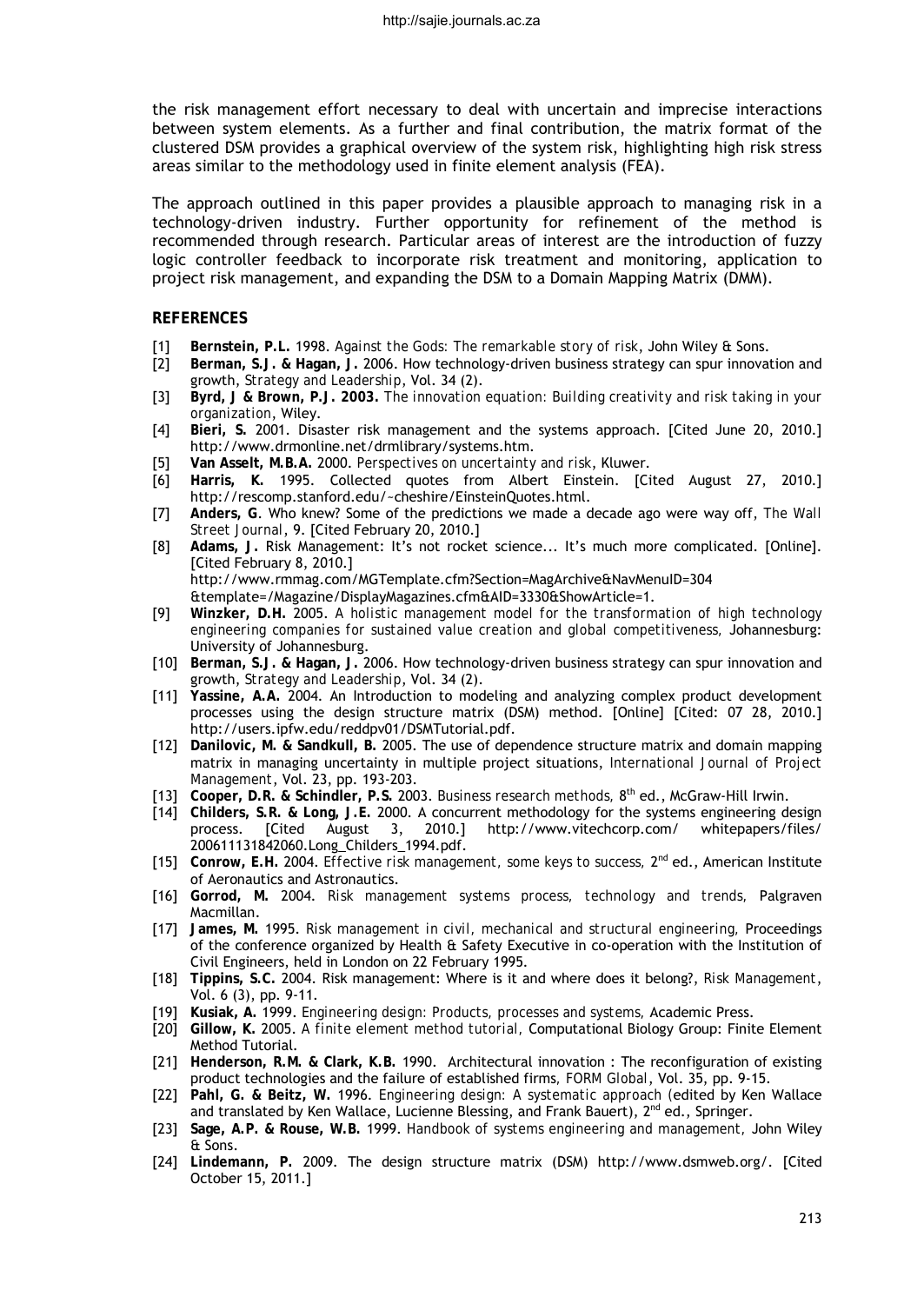the risk management effort necessary to deal with uncertain and imprecise interactions between system elements. As a further and final contribution, the matrix format of the clustered DSM provides a graphical overview of the system risk, highlighting high risk stress areas similar to the methodology used in finite element analysis (FEA).

The approach outlined in this paper provides a plausible approach to managing risk in a technology-driven industry. Further opportunity for refinement of the method is recommended through research. Particular areas of interest are the introduction of fuzzy logic controller feedback to incorporate risk treatment and monitoring, application to project risk management, and expanding the DSM to a Domain Mapping Matrix (DMM).

## REFERENCES

[1] **Bernstein, P.L.** 1998. *Against the Gods: The remarkable story of risk*, John Wiley & Sons.

[2] **Berman, S.J. & Hagan, J.** 2006. How technology-driven business strategy can spur innovation and growth, *Strategy and Leadership*, Vol. 34 (2).

[3] **Byrd, J & Brown, P.J. 2003.** *The innovation equation: Building creativity and risk taking in your organization*, Wiley.

[4] **Bieri, S.** 2001. Disaster risk management and the systems approach. [Cited June 20, 2010.] http://www.drmonline.net/drmlibrary/systems.htm.

[5] **Van Asselt, M.B.A.** 2000. *Perspectives on uncertainty and risk*, Kluwer.

[6] **Harris, K.** 1995. Collected quotes from Albert Einstein. [Cited August 27, 2010.] http://rescomp.stanford.edu/~cheshire/EinsteinQuotes.html.

[7] **Anders, G**. Who knew? Some of the predictions we made a decade ago were way off, *The Wall Street Journal*, 9. [Cited February 20, 2010.]

[8] **Adams, J.** Risk Management: It's not rocket science... It's much more complicated. [Online]. [Cited February 8, 2010.] http://www.rmmag.com/MGTemplate.cfm?Section=MagArchive&NavMenuID=304 &template=/Magazine/DisplayMagazines.cfm&AID=3330&ShowArticle=1.

[9] **Winzker, D.H.** 2005. *A holistic management model for the transformation of high technology engineering companies for sustained value creation and global competitiveness*, Johannesburg: University of Johannesburg.

[10] **Berman, S.J. & Hagan, J.** 2006. How technology-driven business strategy can spur innovation and growth, *Strategy and Leadership*, Vol. 34 (2).

[11] **Yassine, A.A.** 2004. An Introduction to modeling and analyzing complex product development processes using the design structure matrix (DSM) method. [Online] [Cited: 07 28, 2010.] http://users.ipfw.edu/reddpv01/DSMTutorial.pdf.

[12] **Danilovic, M. & Sandkull, B.** 2005. The use of dependence structure matrix and domain mapping matrix in managing uncertainty in multiple project situations, *International Journal of Project Management*, Vol. 23, pp. 193-203.

[13] **Cooper, D.R. & Schindler, P.S.** 2003. *Business research methods*, 8th ed., McGraw-Hill Irwin.

[14] **Childers, S.R. & Long, J.E.** 2000. A concurrent methodology for the systems engineering design process. [Cited August 3, 2010.] http://www.vitechcorp.com/ whitepapers/files/ 200611131842060.Long_Childers_1994.pdf.

[15] **Conrow, E.H.** 2004. *Effective risk management, some keys to success*, 2nd ed., American Institute of Aeronautics and Astronautics.

[16] **Gorrod, M.** 2004. *Risk management systems process, technology and trends*, Palgraven Macmillan.

[17] **James, M.** 1995. *Risk management in civil, mechanical and structural engineering*, Proceedings of the conference organized by Health & Safety Executive in co-operation with the Institution of Civil Engineers, held in London on 22 February 1995.

[18] **Tippins, S.C.** 2004. Risk management: Where is it and where does it belong?, *Risk Management*, Vol. 6 (3), pp. 9-11.

[19] **Kusiak, A.** 1999. *Engineering design: Products, processes and systems*, Academic Press.

[20] **Gillow, K.** 2005. *A finite element method tutorial*, Computational Biology Group: Finite Element Method Tutorial.

[21] **Henderson, R.M. & Clark, K.B.** 1990. Architectural innovation : The reconfiguration of existing product technologies and the failure of established firms, *FORM Global*, Vol. 35, pp. 9-15.

[22] **Pahl, G. & Beitz, W.** 1996. *Engineering design: A systematic approach* (edited by Ken Wallace and translated by Ken Wallace, Lucienne Blessing, and Frank Bauert), 2nd ed., Springer.

[23] **Sage, A.P. & Rouse, W.B.** 1999. *Handbook of systems engineering and management*, John Wiley & Sons.

[24] **Lindemann, P.** 2009. The design structure matrix (DSM) http://www.dsmweb.org/. [Cited October 15, 2011.]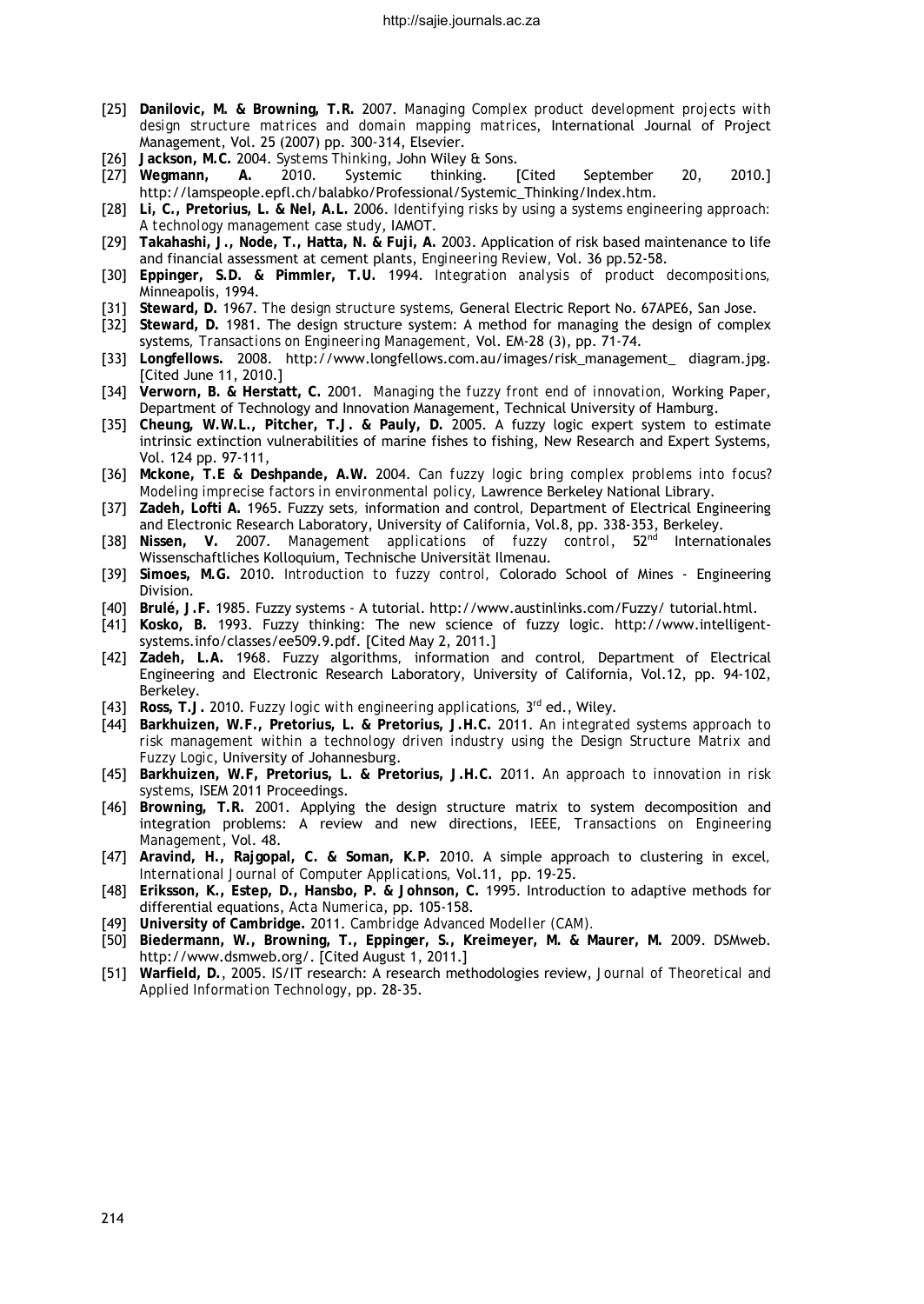[25] **Danilovic, M. & Browning, T.R.** 2007. *Managing Complex product development projects with design structure matrices and domain mapping matrices*, International Journal of Project Management, Vol. 25 (2007) pp. 300-314, Elsevier.

[26] **Jackson, M.C.** 2004. *Systems Thinking*, John Wiley & Sons.

[27] **Wegmann, A.** 2010. Systemic thinking. [Cited September 20, 2010.] http://lamspeople.epfl.ch/balabko/Professional/Systemic_Thinking/Index.htm.

[28] **Li, C., Pretorius, L. & Nel, A.L.** 2006. *Identifying risks by using a systems engineering approach: A technology management case study*, IAMOT.

[29] **Takahashi, J., Node, T., Hatta, N. & Fuji, A.** 2003. Application of risk based maintenance to life and financial assessment at cement plants, *Engineering Review*, Vol. 36 pp.52-58.

[30] **Eppinger, S.D. & Pimmler, T.U.** 1994. *Integration analysis of product decompositions*, Minneapolis, 1994.

[31] **Steward, D.** 1967. *The design structure systems*, General Electric Report No. 67APE6, San Jose.

[32] **Steward, D.** 1981. The design structure system: A method for managing the design of complex systems, *Transactions on Engineering Management*, Vol. EM-28 (3), pp. 71-74.

[33] **Longfellows.** 2008. http://www.longfellows.com.au/images/risk_management_ diagram.jpg. [Cited June 11, 2010.]

[34] **Verworn, B. & Herstatt, C.** 2001. *Managing the fuzzy front end of innovation*, Working Paper, Department of Technology and Innovation Management, Technical University of Hamburg.

[35] **Cheung, W.W.L., Pitcher, T.J. & Pauly, D.** 2005. A fuzzy logic expert system to estimate intrinsic extinction vulnerabilities of marine fishes to fishing, New Research and Expert Systems, Vol. 124 pp. 97-111,

[36] **Mckone, T.E & Deshpande, A.W.** 2004. *Can fuzzy logic bring complex problems into focus? Modeling imprecise factors in environmental policy*, Lawrence Berkeley National Library.

[37] **Zadeh, Lofti A.** 1965. Fuzzy sets, information and control, Department of Electrical Engineering and Electronic Research Laboratory, University of California, Vol.8, pp. 338-353, Berkeley.

[38] **Nissen, V.** 2007. *Management applications of fuzzy control*, 52nd Internationales Wissenschaftliches Kolloquium, Technische Universität Ilmenau.

[39] **Simoes, M.G.** 2010. *Introduction to fuzzy control*, Colorado School of Mines - Engineering Division.

[40] **Brulé, J.F.** 1985. Fuzzy systems - A tutorial. http://www.austinlinks.com/Fuzzy/ tutorial.html.

[41] **Kosko, B.** 1993. Fuzzy thinking: The new science of fuzzy logic. http://www.intelligent-systems.info/classes/ee509.9.pdf. [Cited May 2, 2011.]

[42] **Zadeh, L.A.** 1968. Fuzzy algorithms, information and control, Department of Electrical Engineering and Electronic Research Laboratory, University of California, Vol.12, pp. 94-102, Berkeley.

[43] **Ross, T.J.** 2010. *Fuzzy logic with engineering applications*, 3rd ed., Wiley.

[44] **Barkhuizen, W.F., Pretorius, L. & Pretorius, J.H.C.** 2011. *An integrated systems approach to risk management within a technology driven industry using the Design Structure Matrix and Fuzzy Logic*, University of Johannesburg.

[45] **Barkhuizen, W.F, Pretorius, L. & Pretorius, J.H.C.** 2011. *An approach to innovation in risk systems*, ISEM 2011 Proceedings.

[46] **Browning, T.R.** 2001. Applying the design structure matrix to system decomposition and integration problems: A review and new directions, *IEEE, Transactions on Engineering Management*, Vol. 48.

[47] **Aravind, H., Rajgopal, C. & Soman, K.P.** 2010. A simple approach to clustering in excel, *International Journal of Computer Applications*, Vol.11, pp. 19-25.

[48] **Eriksson, K., Estep, D., Hansbo, P. & Johnson, C.** 1995. Introduction to adaptive methods for differential equations, *Acta Numerica*, pp. 105-158.

[49] **University of Cambridge.** 2011. *Cambridge Advanced Modeller (CAM).*

[50] **Biedermann, W., Browning, T., Eppinger, S., Kreimeyer, M. & Maurer, M.** 2009. DSMweb. http://www.dsmweb.org/. [Cited August 1, 2011.]

[51] **Warfield, D.**, 2005. IS/IT research: A research methodologies review, *Journal of Theoretical and Applied Information Technology*, pp. 28-35.